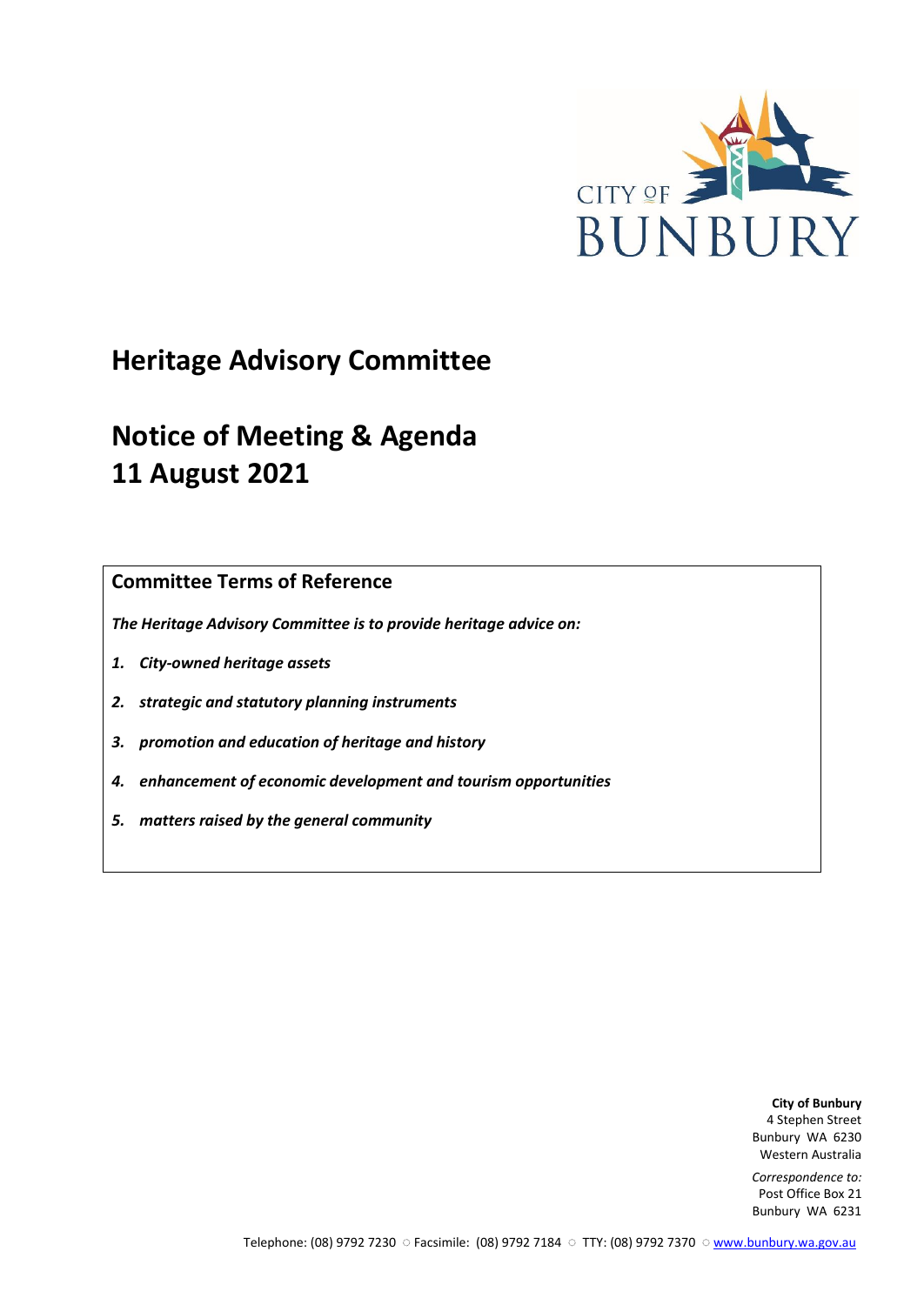CITY OF BUNBURY

# Heritage Advisory Committee

# Notice of Meeting & Agenda
# 11 August 2021

## Committee Terms of Reference

***The Heritage Advisory Committee is to provide heritage advice on:***

1. ***City-owned heritage assets***
2. ***strategic and statutory planning instruments***
3. ***promotion and education of heritage and history***
4. ***enhancement of economic development and tourism opportunities***
5. ***matters raised by the general community***

**City of Bunbury**
4 Stephen Street
Bunbury WA 6230
Western Australia

*Correspondence to:*
Post Office Box 21
Bunbury WA 6231

Telephone: (08) 9792 7230 ○ Facsimile: (08) 9792 7184 ○ TTY: (08) 9792 7370 ○ www.bunbury.wa.gov.au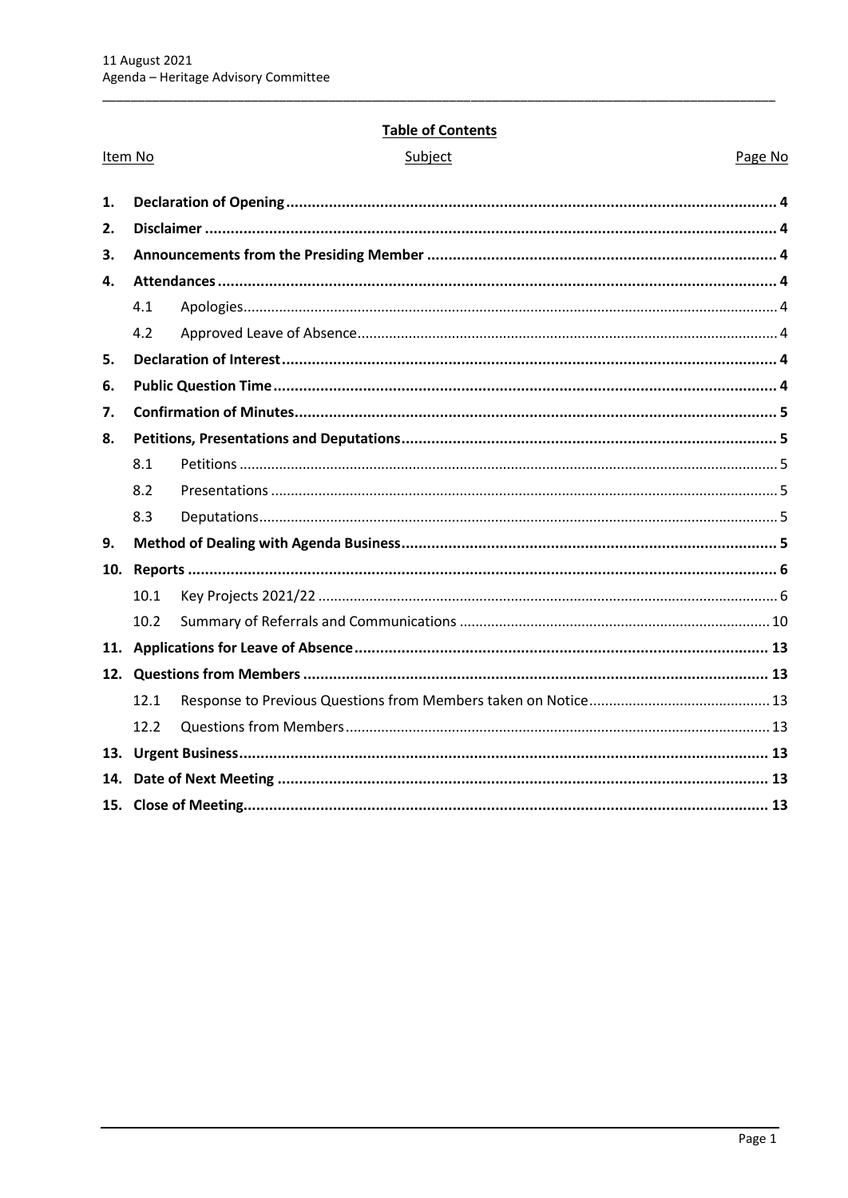**Table of Contents**

| Item No | | Subject | Page No |
|---|---|---|---|
| **1.** | | **Declaration of Opening** | **4** |
| **2.** | | **Disclaimer** | **4** |
| **3.** | | **Announcements from the Presiding Member** | **4** |
| **4.** | | **Attendances** | **4** |
| | 4.1 | Apologies | 4 |
| | 4.2 | Approved Leave of Absence | 4 |
| **5.** | | **Declaration of Interest** | **4** |
| **6.** | | **Public Question Time** | **4** |
| **7.** | | **Confirmation of Minutes** | **5** |
| **8.** | | **Petitions, Presentations and Deputations** | **5** |
| | 8.1 | Petitions | 5 |
| | 8.2 | Presentations | 5 |
| | 8.3 | Deputations | 5 |
| **9.** | | **Method of Dealing with Agenda Business** | **5** |
| **10.** | | **Reports** | **6** |
| | 10.1 | Key Projects 2021/22 | 6 |
| | 10.2 | Summary of Referrals and Communications | 10 |
| **11.** | | **Applications for Leave of Absence** | **13** |
| **12.** | | **Questions from Members** | **13** |
| | 12.1 | Response to Previous Questions from Members taken on Notice | 13 |
| | 12.2 | Questions from Members | 13 |
| **13.** | | **Urgent Business** | **13** |
| **14.** | | **Date of Next Meeting** | **13** |
| **15.** | | **Close of Meeting** | **13** |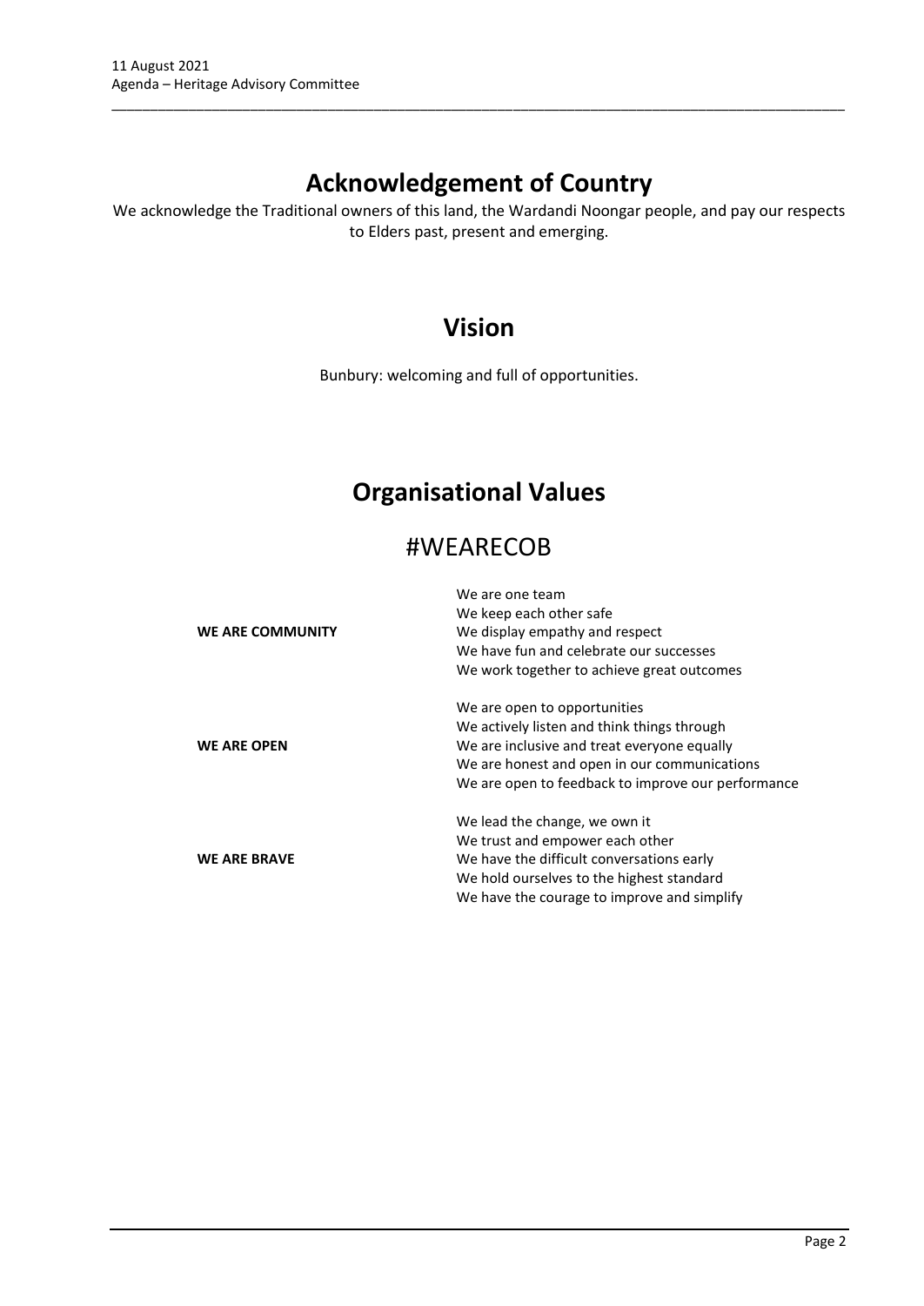# Acknowledgement of Country

We acknowledge the Traditional owners of this land, the Wardandi Noongar people, and pay our respects to Elders past, present and emerging.

# Vision

Bunbury: welcoming and full of opportunities.

# Organisational Values

## #WEARECOB

| | |
|---|---|
| **WE ARE COMMUNITY** | We are one team<br>We keep each other safe<br>We display empathy and respect<br>We have fun and celebrate our successes<br>We work together to achieve great outcomes |
| **WE ARE OPEN** | We are open to opportunities<br>We actively listen and think things through<br>We are inclusive and treat everyone equally<br>We are honest and open in our communications<br>We are open to feedback to improve our performance |
| **WE ARE BRAVE** | We lead the change, we own it<br>We trust and empower each other<br>We have the difficult conversations early<br>We hold ourselves to the highest standard<br>We have the courage to improve and simplify |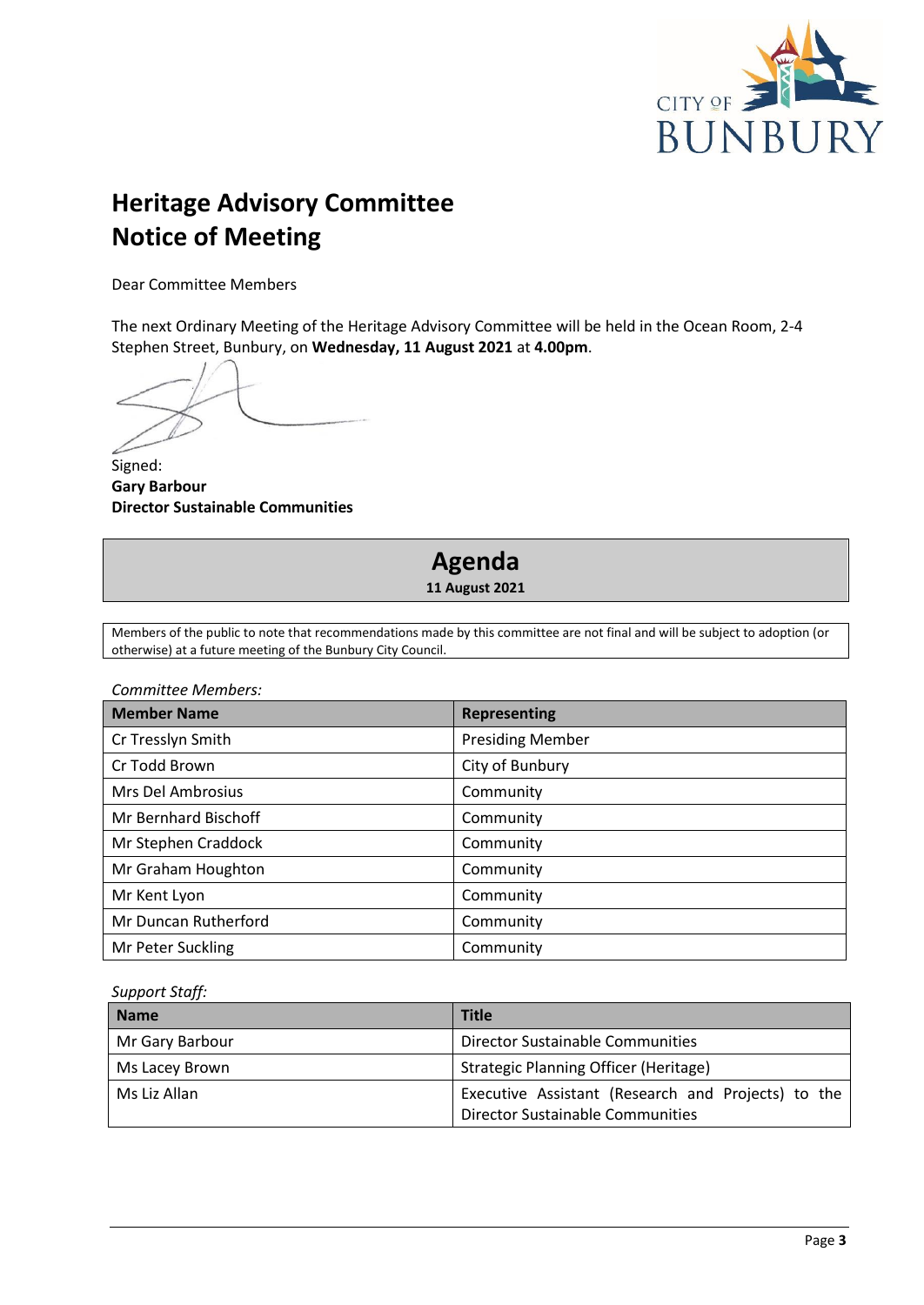# Heritage Advisory Committee Notice of Meeting

Dear Committee Members

The next Ordinary Meeting of the Heritage Advisory Committee will be held in the Ocean Room, 2-4 Stephen Street, Bunbury, on **Wednesday, 11 August 2021** at **4.00pm**.

Signed:
**Gary Barbour**
**Director Sustainable Communities**

## Agenda

**11 August 2021**

Members of the public to note that recommendations made by this committee are not final and will be subject to adoption (or otherwise) at a future meeting of the Bunbury City Council.

*Committee Members:*

| Member Name | Representing |
|---|---|
| Cr Tresslyn Smith | Presiding Member |
| Cr Todd Brown | City of Bunbury |
| Mrs Del Ambrosius | Community |
| Mr Bernhard Bischoff | Community |
| Mr Stephen Craddock | Community |
| Mr Graham Houghton | Community |
| Mr Kent Lyon | Community |
| Mr Duncan Rutherford | Community |
| Mr Peter Suckling | Community |

*Support Staff:*

| Name | Title |
|---|---|
| Mr Gary Barbour | Director Sustainable Communities |
| Ms Lacey Brown | Strategic Planning Officer (Heritage) |
| Ms Liz Allan | Executive Assistant (Research and Projects) to the Director Sustainable Communities |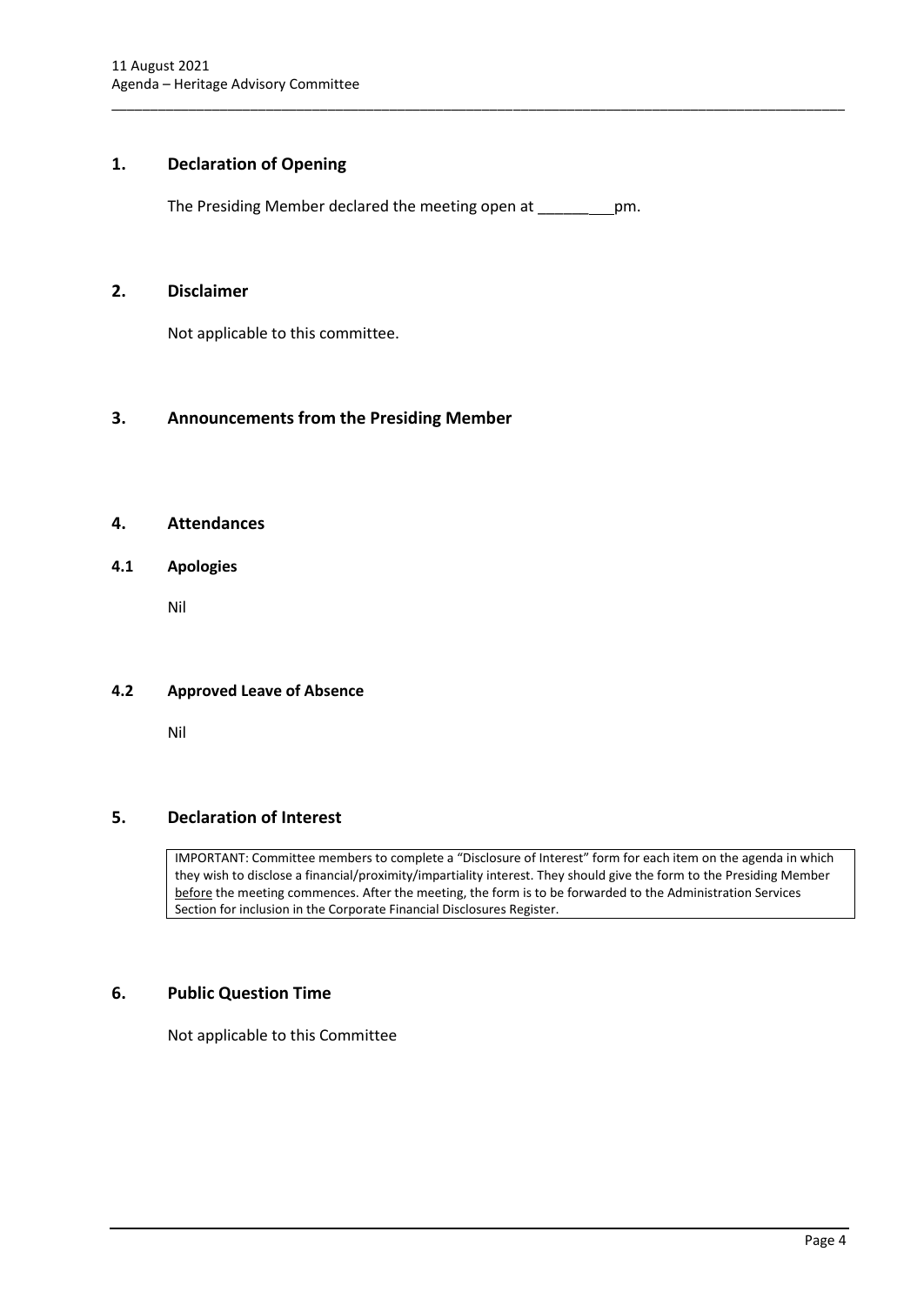## 1. Declaration of Opening

The Presiding Member declared the meeting open at ________pm.

## 2. Disclaimer

Not applicable to this committee.

## 3. Announcements from the Presiding Member

## 4. Attendances

### 4.1 Apologies

Nil

### 4.2 Approved Leave of Absence

Nil

## 5. Declaration of Interest

IMPORTANT: Committee members to complete a "Disclosure of Interest" form for each item on the agenda in which they wish to disclose a financial/proximity/impartiality interest. They should give the form to the Presiding Member before the meeting commences. After the meeting, the form is to be forwarded to the Administration Services Section for inclusion in the Corporate Financial Disclosures Register.

## 6. Public Question Time

Not applicable to this Committee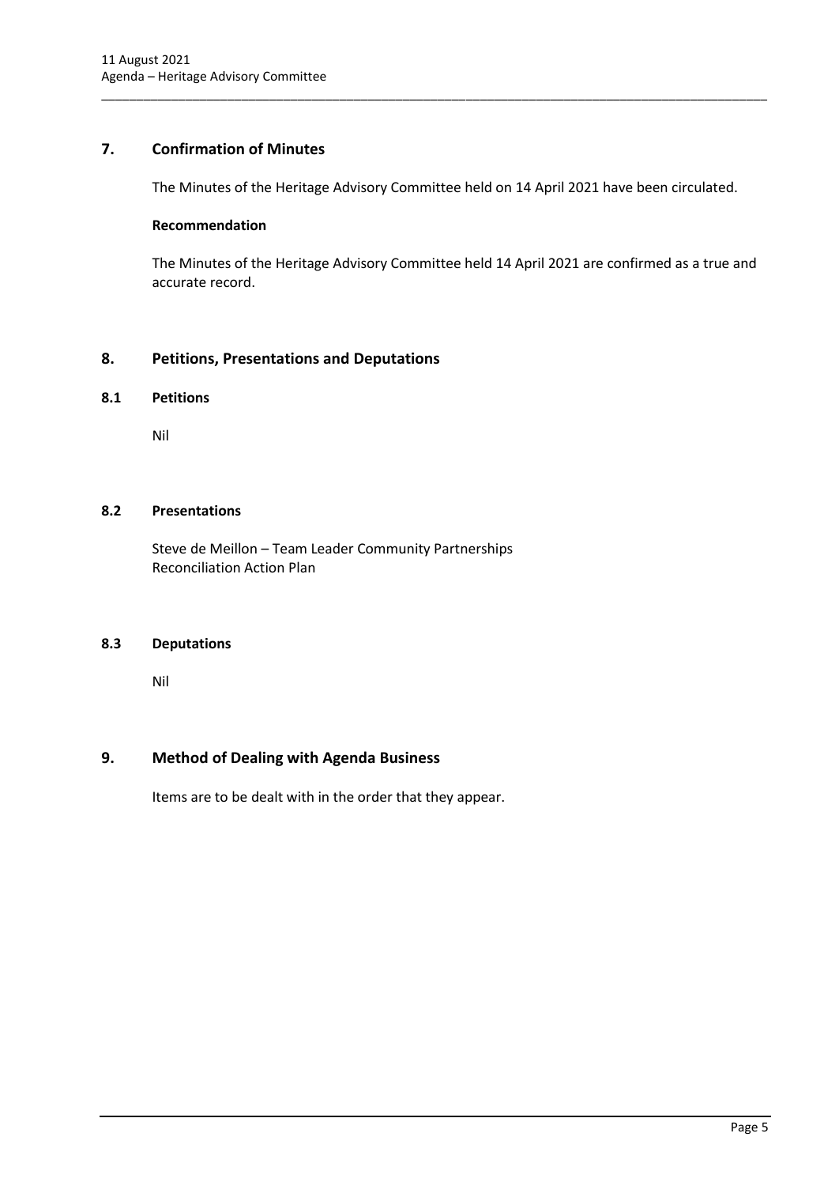## 7. Confirmation of Minutes

The Minutes of the Heritage Advisory Committee held on 14 April 2021 have been circulated.

**Recommendation**

The Minutes of the Heritage Advisory Committee held 14 April 2021 are confirmed as a true and accurate record.

## 8. Petitions, Presentations and Deputations

### 8.1 Petitions

Nil

### 8.2 Presentations

Steve de Meillon – Team Leader Community Partnerships
Reconciliation Action Plan

### 8.3 Deputations

Nil

## 9. Method of Dealing with Agenda Business

Items are to be dealt with in the order that they appear.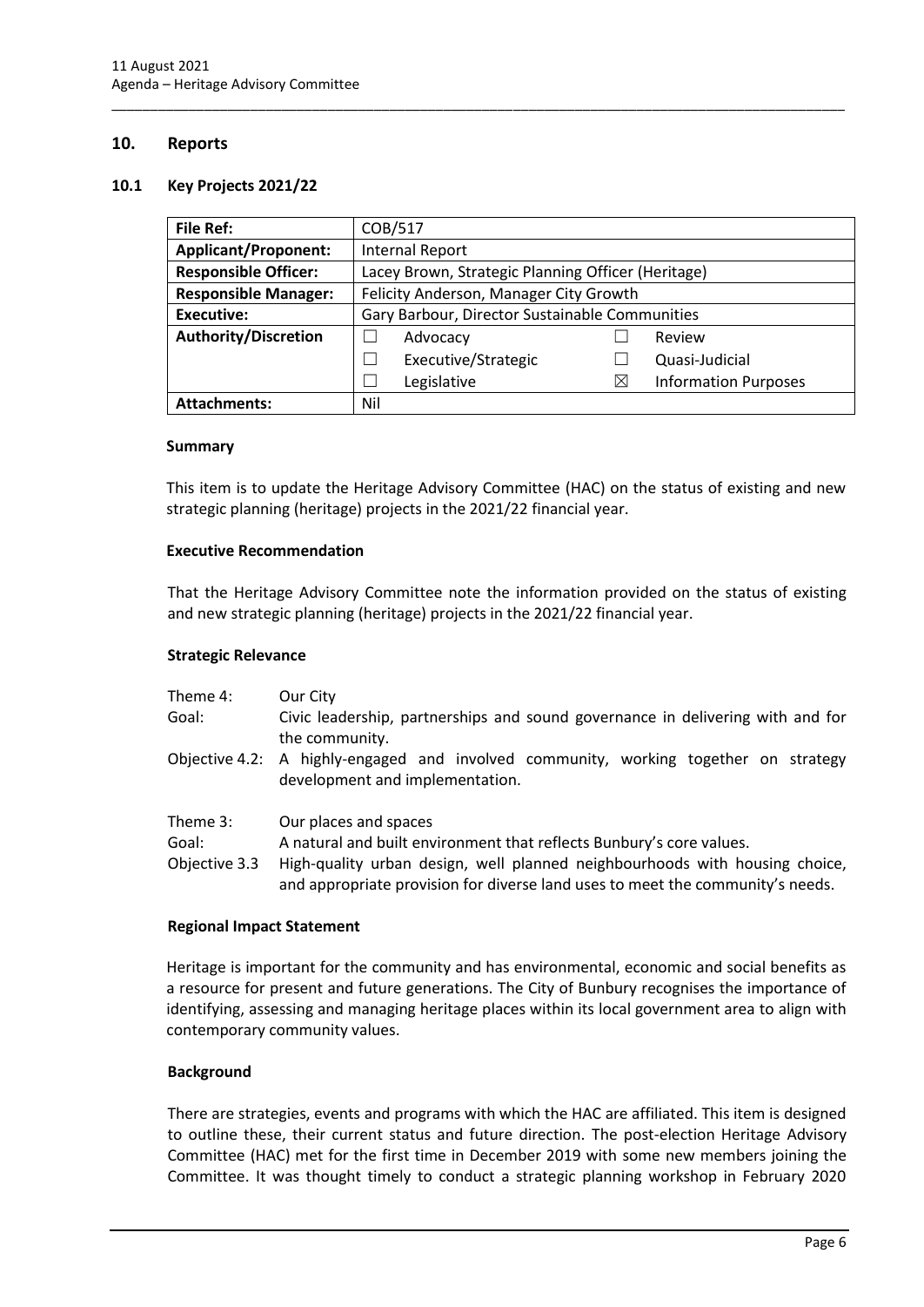## 10. Reports

### 10.1 Key Projects 2021/22

| **File Ref:** | COB/517 | | | |
|---|---|---|---|---|
| **Applicant/Proponent:** | Internal Report | | | |
| **Responsible Officer:** | Lacey Brown, Strategic Planning Officer (Heritage) | | | |
| **Responsible Manager:** | Felicity Anderson, Manager City Growth | | | |
| **Executive:** | Gary Barbour, Director Sustainable Communities | | | |
| **Authority/Discretion** | ☐ | Advocacy | ☐ | Review |
| | ☐ | Executive/Strategic | ☐ | Quasi-Judicial |
| | ☐ | Legislative | ☒ | Information Purposes |
| **Attachments:** | Nil | | | |

#### Summary

This item is to update the Heritage Advisory Committee (HAC) on the status of existing and new strategic planning (heritage) projects in the 2021/22 financial year.

#### Executive Recommendation

That the Heritage Advisory Committee note the information provided on the status of existing and new strategic planning (heritage) projects in the 2021/22 financial year.

#### Strategic Relevance

| | |
|---|---|
| Theme 4: | Our City |
| Goal: | Civic leadership, partnerships and sound governance in delivering with and for the community. |
| Objective 4.2: | A highly-engaged and involved community, working together on strategy development and implementation. |
| Theme 3: | Our places and spaces |
| Goal: | A natural and built environment that reflects Bunbury's core values. |
| Objective 3.3 | High-quality urban design, well planned neighbourhoods with housing choice, and appropriate provision for diverse land uses to meet the community's needs. |

#### Regional Impact Statement

Heritage is important for the community and has environmental, economic and social benefits as a resource for present and future generations. The City of Bunbury recognises the importance of identifying, assessing and managing heritage places within its local government area to align with contemporary community values.

#### Background

There are strategies, events and programs with which the HAC are affiliated. This item is designed to outline these, their current status and future direction. The post-election Heritage Advisory Committee (HAC) met for the first time in December 2019 with some new members joining the Committee. It was thought timely to conduct a strategic planning workshop in February 2020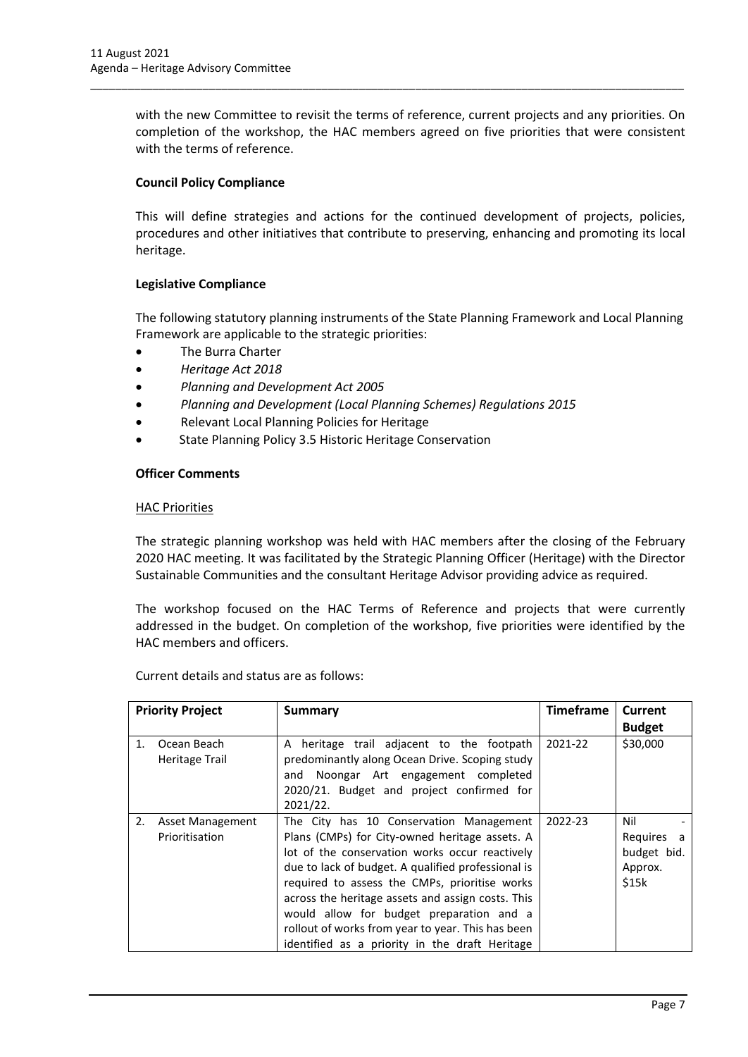with the new Committee to revisit the terms of reference, current projects and any priorities. On completion of the workshop, the HAC members agreed on five priorities that were consistent with the terms of reference.

**Council Policy Compliance**

This will define strategies and actions for the continued development of projects, policies, procedures and other initiatives that contribute to preserving, enhancing and promoting its local heritage.

**Legislative Compliance**

The following statutory planning instruments of the State Planning Framework and Local Planning Framework are applicable to the strategic priorities:

- The Burra Charter
- *Heritage Act 2018*
- *Planning and Development Act 2005*
- *Planning and Development (Local Planning Schemes) Regulations 2015*
- Relevant Local Planning Policies for Heritage
- State Planning Policy 3.5 Historic Heritage Conservation

**Officer Comments**

HAC Priorities

The strategic planning workshop was held with HAC members after the closing of the February 2020 HAC meeting. It was facilitated by the Strategic Planning Officer (Heritage) with the Director Sustainable Communities and the consultant Heritage Advisor providing advice as required.

The workshop focused on the HAC Terms of Reference and projects that were currently addressed in the budget. On completion of the workshop, five priorities were identified by the HAC members and officers.

Current details and status are as follows:

| Priority Project | Summary | Timeframe | Current Budget |
|---|---|---|---|
| 1. Ocean Beach Heritage Trail | A heritage trail adjacent to the footpath predominantly along Ocean Drive. Scoping study and Noongar Art engagement completed 2020/21. Budget and project confirmed for 2021/22. | 2021-22 | $30,000 |
| 2. Asset Management Prioritisation | The City has 10 Conservation Management Plans (CMPs) for City-owned heritage assets. A lot of the conservation works occur reactively due to lack of budget. A qualified professional is required to assess the CMPs, prioritise works across the heritage assets and assign costs. This would allow for budget preparation and a rollout of works from year to year. This has been identified as a priority in the draft Heritage | 2022-23 | Nil - Requires a budget bid. Approx. $15k |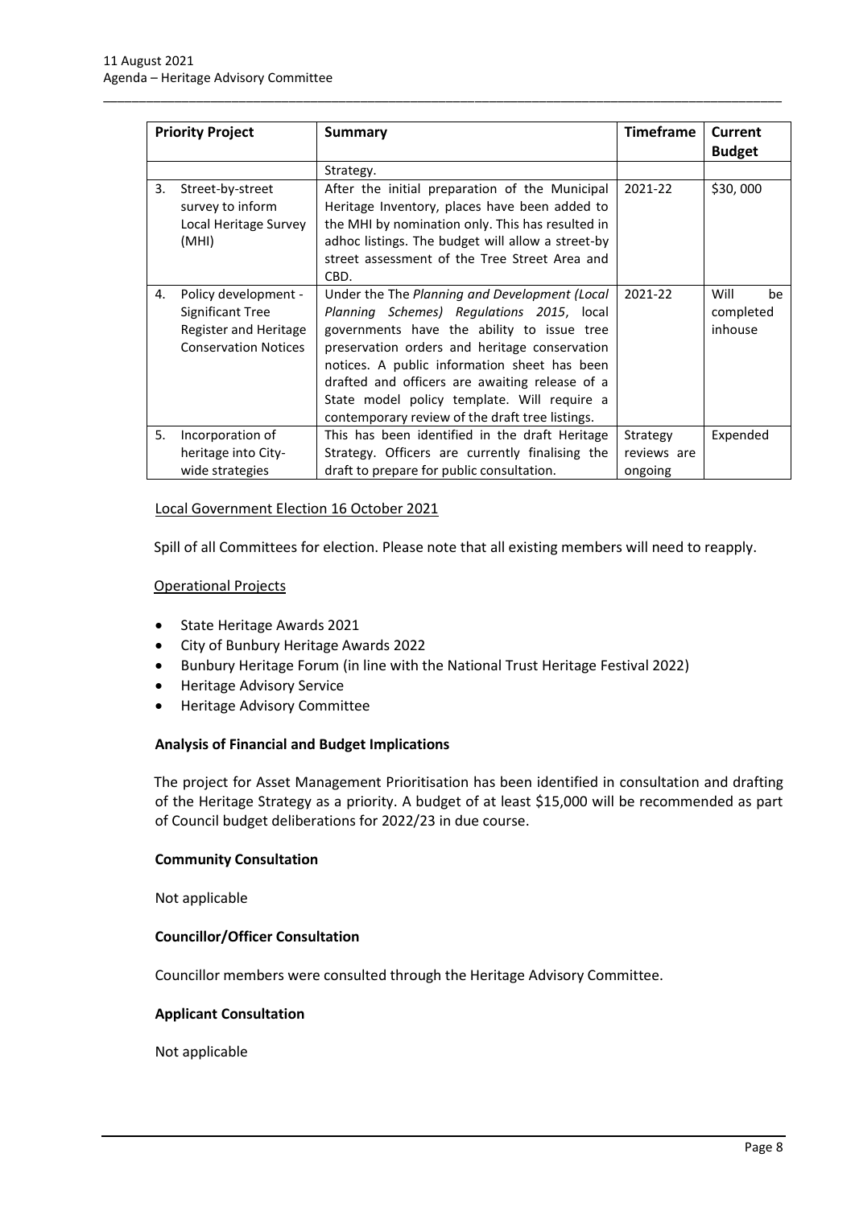| Priority Project | Summary | Timeframe | Current Budget |
|---|---|---|---|
| | Strategy. | | |
| 3. Street-by-street survey to inform Local Heritage Survey (MHI) | After the initial preparation of the Municipal Heritage Inventory, places have been added to the MHI by nomination only. This has resulted in adhoc listings. The budget will allow a street-by street assessment of the Tree Street Area and CBD. | 2021-22 | \$30, 000 |
| 4. Policy development - Significant Tree Register and Heritage Conservation Notices | Under the The *Planning and Development (Local Planning Schemes) Regulations 2015*, local governments have the ability to issue tree preservation orders and heritage conservation notices. A public information sheet has been drafted and officers are awaiting release of a State model policy template. Will require a contemporary review of the draft tree listings. | 2021-22 | Will be completed inhouse |
| 5. Incorporation of heritage into City-wide strategies | This has been identified in the draft Heritage Strategy. Officers are currently finalising the draft to prepare for public consultation. | Strategy reviews are ongoing | Expended |

Local Government Election 16 October 2021

Spill of all Committees for election. Please note that all existing members will need to reapply.

Operational Projects

- State Heritage Awards 2021
- City of Bunbury Heritage Awards 2022
- Bunbury Heritage Forum (in line with the National Trust Heritage Festival 2022)
- Heritage Advisory Service
- Heritage Advisory Committee

**Analysis of Financial and Budget Implications**

The project for Asset Management Prioritisation has been identified in consultation and drafting of the Heritage Strategy as a priority. A budget of at least \$15,000 will be recommended as part of Council budget deliberations for 2022/23 in due course.

**Community Consultation**

Not applicable

**Councillor/Officer Consultation**

Councillor members were consulted through the Heritage Advisory Committee.

**Applicant Consultation**

Not applicable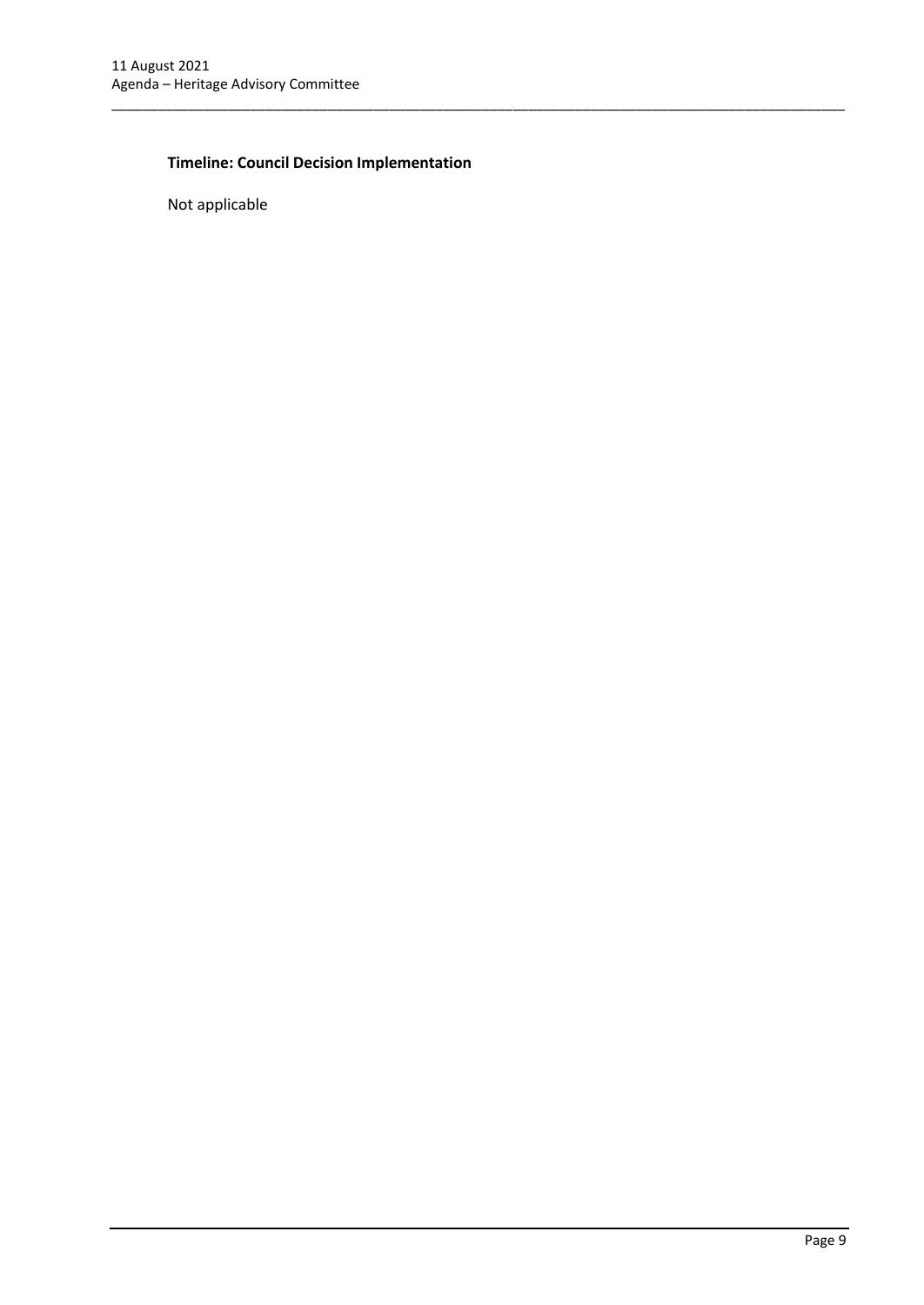**Timeline: Council Decision Implementation**

Not applicable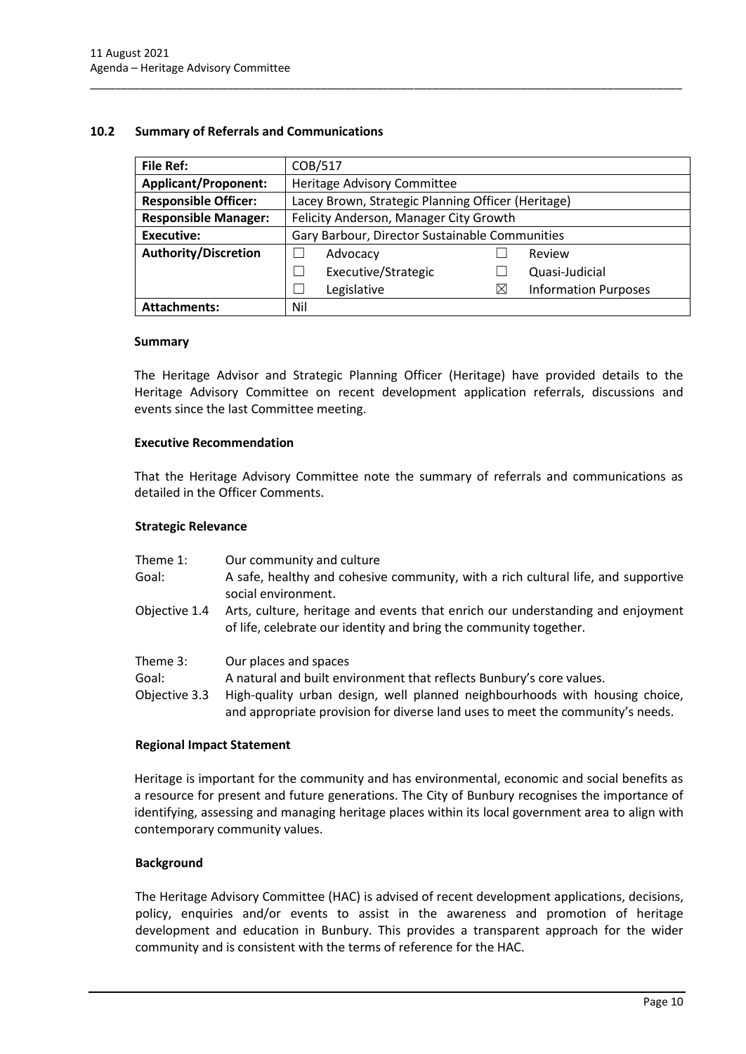## 10.2 Summary of Referrals and Communications

| **File Ref:** | COB/517 | | | |
|---|---|---|---|---|
| **Applicant/Proponent:** | Heritage Advisory Committee | | | |
| **Responsible Officer:** | Lacey Brown, Strategic Planning Officer (Heritage) | | | |
| **Responsible Manager:** | Felicity Anderson, Manager City Growth | | | |
| **Executive:** | Gary Barbour, Director Sustainable Communities | | | |
| **Authority/Discretion** | ☐ | Advocacy | ☐ | Review |
| | ☐ | Executive/Strategic | ☐ | Quasi-Judicial |
| | ☐ | Legislative | ☒ | Information Purposes |
| **Attachments:** | Nil | | | |

### Summary

The Heritage Advisor and Strategic Planning Officer (Heritage) have provided details to the Heritage Advisory Committee on recent development application referrals, discussions and events since the last Committee meeting.

### Executive Recommendation

That the Heritage Advisory Committee note the summary of referrals and communications as detailed in the Officer Comments.

### Strategic Relevance

| | |
|---|---|
| Theme 1: | Our community and culture |
| Goal: | A safe, healthy and cohesive community, with a rich cultural life, and supportive social environment. |
| Objective 1.4 | Arts, culture, heritage and events that enrich our understanding and enjoyment of life, celebrate our identity and bring the community together. |
| Theme 3: | Our places and spaces |
| Goal: | A natural and built environment that reflects Bunbury's core values. |
| Objective 3.3 | High-quality urban design, well planned neighbourhoods with housing choice, and appropriate provision for diverse land uses to meet the community's needs. |

### Regional Impact Statement

Heritage is important for the community and has environmental, economic and social benefits as a resource for present and future generations. The City of Bunbury recognises the importance of identifying, assessing and managing heritage places within its local government area to align with contemporary community values.

### Background

The Heritage Advisory Committee (HAC) is advised of recent development applications, decisions, policy, enquiries and/or events to assist in the awareness and promotion of heritage development and education in Bunbury. This provides a transparent approach for the wider community and is consistent with the terms of reference for the HAC.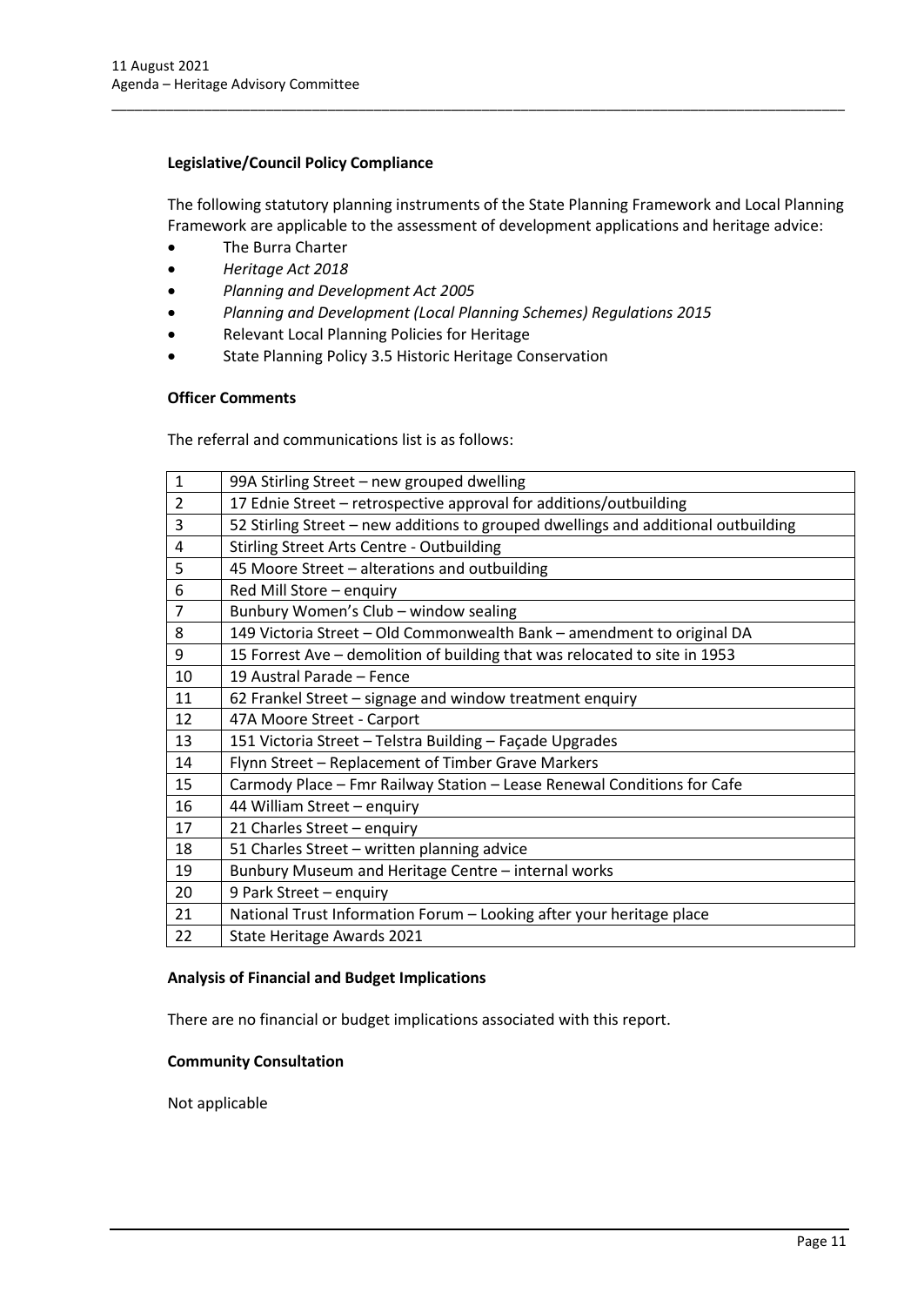**Legislative/Council Policy Compliance**

The following statutory planning instruments of the State Planning Framework and Local Planning Framework are applicable to the assessment of development applications and heritage advice:

- The Burra Charter
- *Heritage Act 2018*
- *Planning and Development Act 2005*
- *Planning and Development (Local Planning Schemes) Regulations 2015*
- Relevant Local Planning Policies for Heritage
- State Planning Policy 3.5 Historic Heritage Conservation

**Officer Comments**

The referral and communications list is as follows:

| | |
|---|---|
| 1 | 99A Stirling Street – new grouped dwelling |
| 2 | 17 Ednie Street – retrospective approval for additions/outbuilding |
| 3 | 52 Stirling Street – new additions to grouped dwellings and additional outbuilding |
| 4 | Stirling Street Arts Centre - Outbuilding |
| 5 | 45 Moore Street – alterations and outbuilding |
| 6 | Red Mill Store – enquiry |
| 7 | Bunbury Women's Club – window sealing |
| 8 | 149 Victoria Street – Old Commonwealth Bank – amendment to original DA |
| 9 | 15 Forrest Ave – demolition of building that was relocated to site in 1953 |
| 10 | 19 Austral Parade – Fence |
| 11 | 62 Frankel Street – signage and window treatment enquiry |
| 12 | 47A Moore Street - Carport |
| 13 | 151 Victoria Street – Telstra Building – Façade Upgrades |
| 14 | Flynn Street – Replacement of Timber Grave Markers |
| 15 | Carmody Place – Fmr Railway Station – Lease Renewal Conditions for Cafe |
| 16 | 44 William Street – enquiry |
| 17 | 21 Charles Street – enquiry |
| 18 | 51 Charles Street – written planning advice |
| 19 | Bunbury Museum and Heritage Centre – internal works |
| 20 | 9 Park Street – enquiry |
| 21 | National Trust Information Forum – Looking after your heritage place |
| 22 | State Heritage Awards 2021 |

**Analysis of Financial and Budget Implications**

There are no financial or budget implications associated with this report.

**Community Consultation**

Not applicable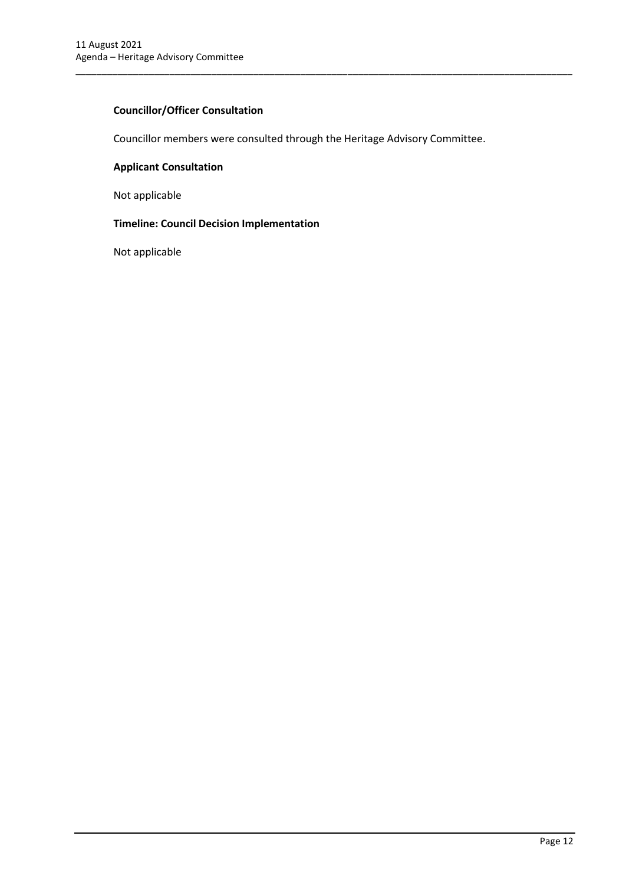**Councillor/Officer Consultation**

Councillor members were consulted through the Heritage Advisory Committee.

**Applicant Consultation**

Not applicable

**Timeline: Council Decision Implementation**

Not applicable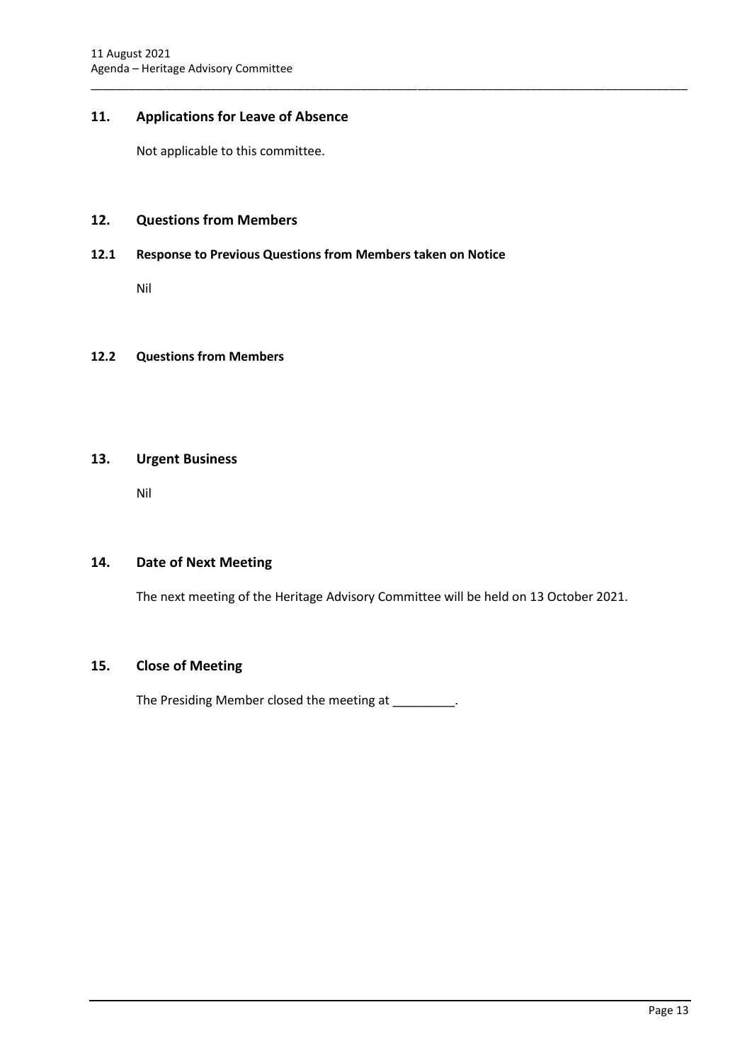## 11. Applications for Leave of Absence

Not applicable to this committee.

## 12. Questions from Members

### 12.1 Response to Previous Questions from Members taken on Notice

Nil

### 12.2 Questions from Members

## 13. Urgent Business

Nil

## 14. Date of Next Meeting

The next meeting of the Heritage Advisory Committee will be held on 13 October 2021.

## 15. Close of Meeting

The Presiding Member closed the meeting at _________.